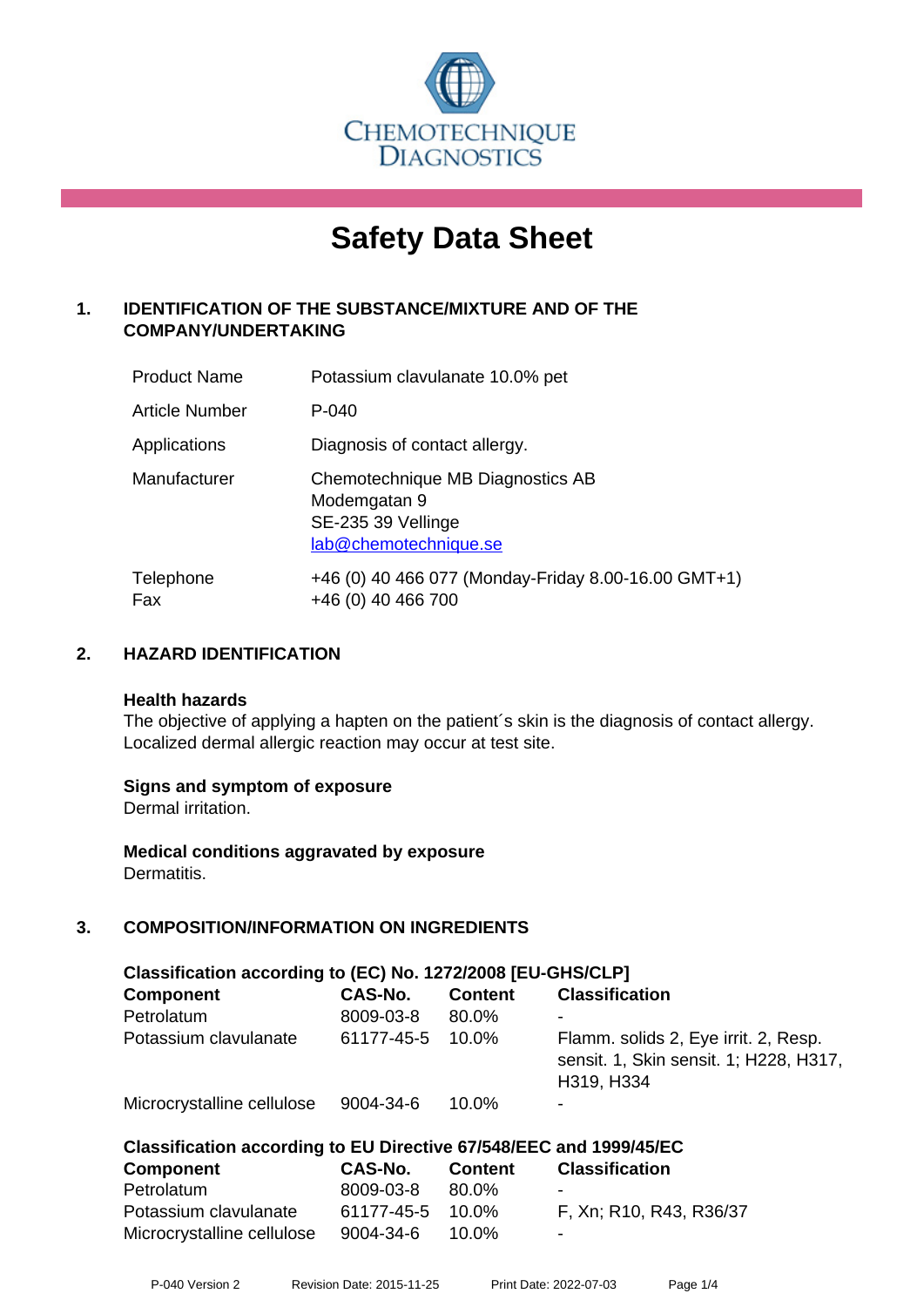CHEMOTECHNIQUE DIAGNOSTICS

# Safety Data Sheet

## 1. IDENTIFICATION OF THE SUBSTANCE/MIXTURE AND OF THE COMPANY/UNDERTAKING

| | |
|---|---|
| Product Name | Potassium clavulanate 10.0% pet |
| Article Number | P-040 |
| Applications | Diagnosis of contact allergy. |
| Manufacturer | Chemotechnique MB Diagnostics AB<br>Modemgatan 9<br>SE-235 39 Vellinge<br>lab@chemotechnique.se |
| Telephone<br>Fax | +46 (0) 40 466 077 (Monday-Friday 8.00-16.00 GMT+1)<br>+46 (0) 40 466 700 |

## 2. HAZARD IDENTIFICATION

**Health hazards**

The objective of applying a hapten on the patient´s skin is the diagnosis of contact allergy. Localized dermal allergic reaction may occur at test site.

**Signs and symptom of exposure**

Dermal irritation.

**Medical conditions aggravated by exposure**

Dermatitis.

## 3. COMPOSITION/INFORMATION ON INGREDIENTS

**Classification according to (EC) No. 1272/2008 [EU-GHS/CLP]**

| Component | CAS-No. | Content | Classification |
|---|---|---|---|
| Petrolatum | 8009-03-8 | 80.0% | - |
| Potassium clavulanate | 61177-45-5 | 10.0% | Flamm. solids 2, Eye irrit. 2, Resp. sensit. 1, Skin sensit. 1; H228, H317, H319, H334 |
| Microcrystalline cellulose | 9004-34-6 | 10.0% | - |

**Classification according to EU Directive 67/548/EEC and 1999/45/EC**

| Component | CAS-No. | Content | Classification |
|---|---|---|---|
| Petrolatum | 8009-03-8 | 80.0% | - |
| Potassium clavulanate | 61177-45-5 | 10.0% | F, Xn; R10, R43, R36/37 |
| Microcrystalline cellulose | 9004-34-6 | 10.0% | - |

P-040 Version 2 Revision Date: 2015-11-25 Print Date: 2022-07-03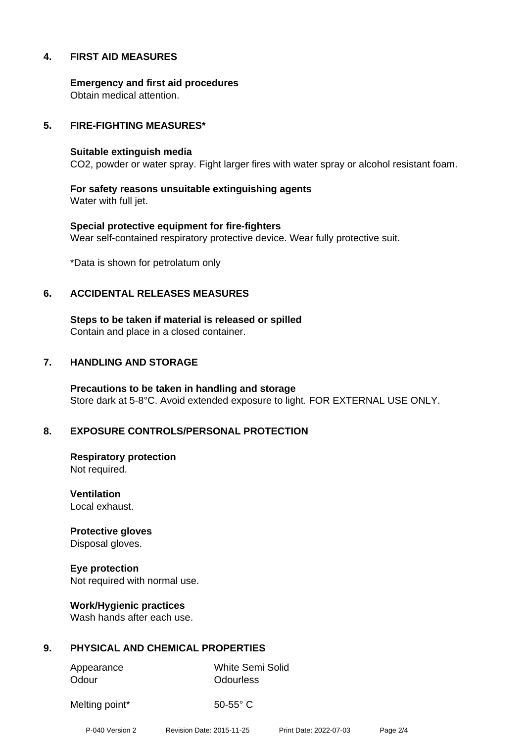## 4. FIRST AID MEASURES

**Emergency and first aid procedures**
Obtain medical attention.

## 5. FIRE-FIGHTING MEASURES*

**Suitable extinguish media**
$CO_2$, powder or water spray. Fight larger fires with water spray or alcohol resistant foam.

**For safety reasons unsuitable extinguishing agents**
Water with full jet.

**Special protective equipment for fire-fighters**
Wear self-contained respiratory protective device. Wear fully protective suit.

*Data is shown for petrolatum only

## 6. ACCIDENTAL RELEASES MEASURES

**Steps to be taken if material is released or spilled**
Contain and place in a closed container.

## 7. HANDLING AND STORAGE

**Precautions to be taken in handling and storage**
Store dark at 5-8°C. Avoid extended exposure to light. FOR EXTERNAL USE ONLY.

## 8. EXPOSURE CONTROLS/PERSONAL PROTECTION

**Respiratory protection**
Not required.

**Ventilation**
Local exhaust.

**Protective gloves**
Disposal gloves.

**Eye protection**
Not required with normal use.

**Work/Hygienic practices**
Wash hands after each use.

## 9. PHYSICAL AND CHEMICAL PROPERTIES

| | |
|---|---|
| Appearance | White Semi Solid |
| Odour | Odourless |
| Melting point* | 50-55° C |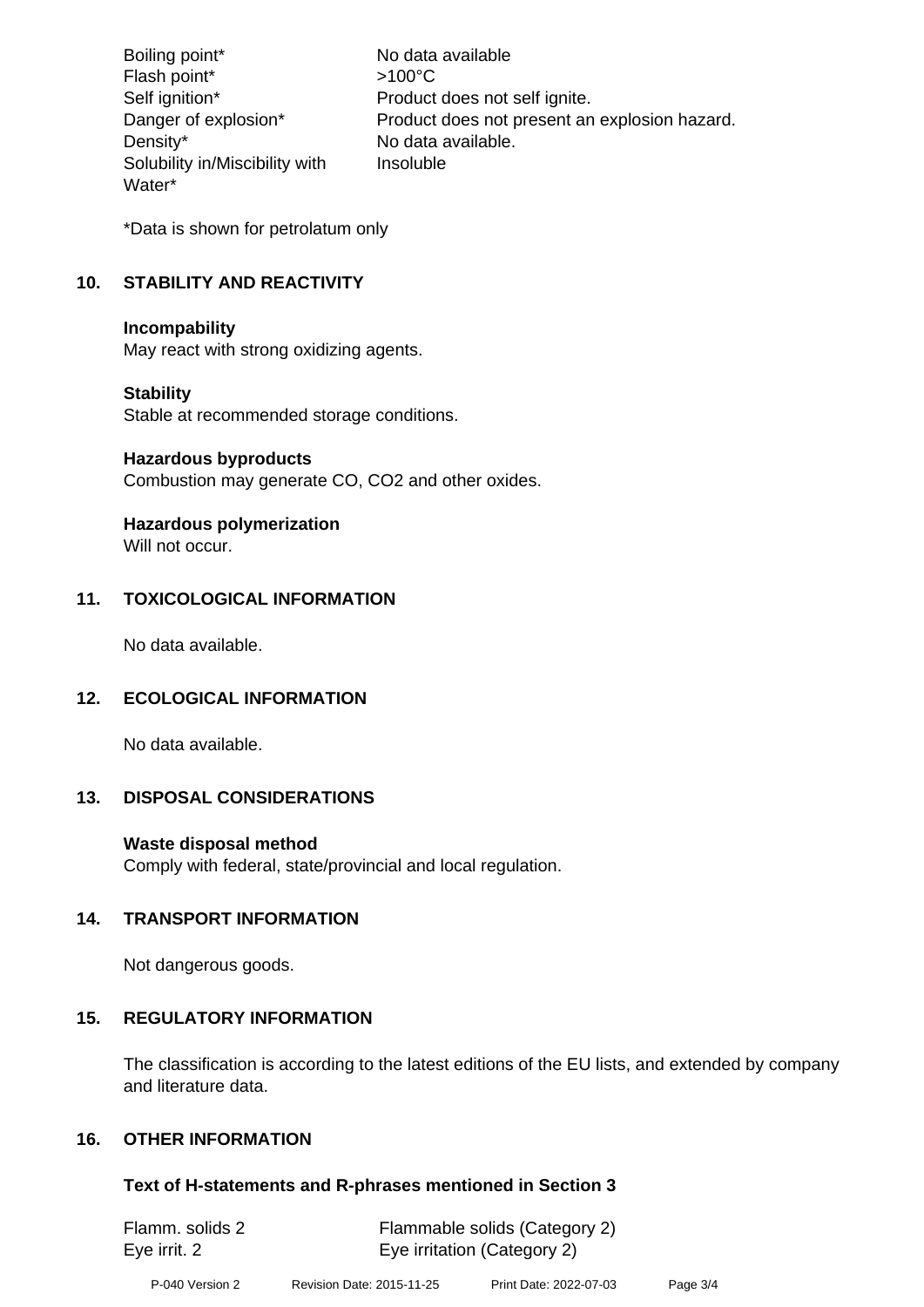| | |
|---|---|
| Boiling point* | No data available |
| Flash point* | >100°C |
| Self ignition* | Product does not self ignite. |
| Danger of explosion* | Product does not present an explosion hazard. |
| Density* | No data available. |
| Solubility in/Miscibility with Water* | Insoluble |

*Data is shown for petrolatum only

## 10. STABILITY AND REACTIVITY

**Incompability**
May react with strong oxidizing agents.

**Stability**
Stable at recommended storage conditions.

**Hazardous byproducts**
Combustion may generate CO, $CO_2$ and other oxides.

**Hazardous polymerization**
Will not occur.

## 11. TOXICOLOGICAL INFORMATION

No data available.

## 12. ECOLOGICAL INFORMATION

No data available.

## 13. DISPOSAL CONSIDERATIONS

**Waste disposal method**
Comply with federal, state/provincial and local regulation.

## 14. TRANSPORT INFORMATION

Not dangerous goods.

## 15. REGULATORY INFORMATION

The classification is according to the latest editions of the EU lists, and extended by company and literature data.

## 16. OTHER INFORMATION

**Text of H-statements and R-phrases mentioned in Section 3**

| | |
|---|---|
| Flamm. solids 2 | Flammable solids (Category 2) |
| Eye irrit. 2 | Eye irritation (Category 2) |

P-040 Version 2    Revision Date: 2015-11-25    Print Date: 2022-07-03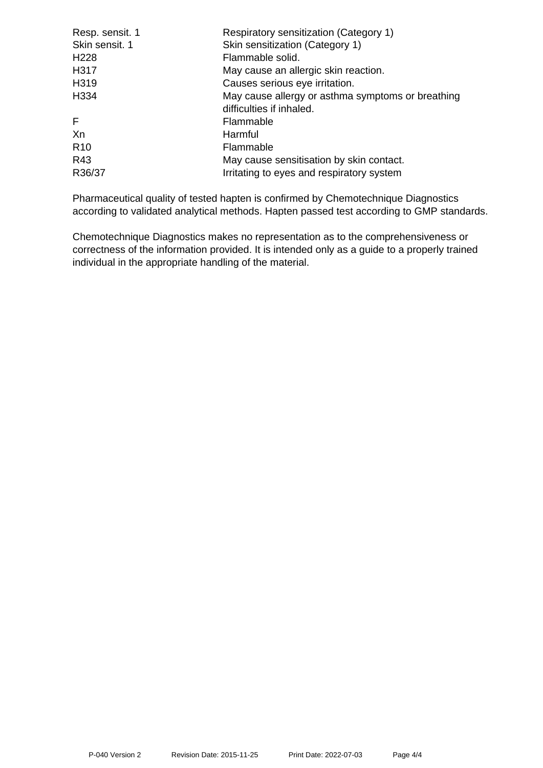| | |
|---|---|
| Resp. sensit. 1 | Respiratory sensitization (Category 1) |
| Skin sensit. 1 | Skin sensitization (Category 1) |
| H228 | Flammable solid. |
| H317 | May cause an allergic skin reaction. |
| H319 | Causes serious eye irritation. |
| H334 | May cause allergy or asthma symptoms or breathing difficulties if inhaled. |
| F | Flammable |
| Xn | Harmful |
| R10 | Flammable |
| R43 | May cause sensitisation by skin contact. |
| R36/37 | Irritating to eyes and respiratory system |

Pharmaceutical quality of tested hapten is confirmed by Chemotechnique Diagnostics according to validated analytical methods. Hapten passed test according to GMP standards.

Chemotechnique Diagnostics makes no representation as to the comprehensiveness or correctness of the information provided. It is intended only as a guide to a properly trained individual in the appropriate handling of the material.